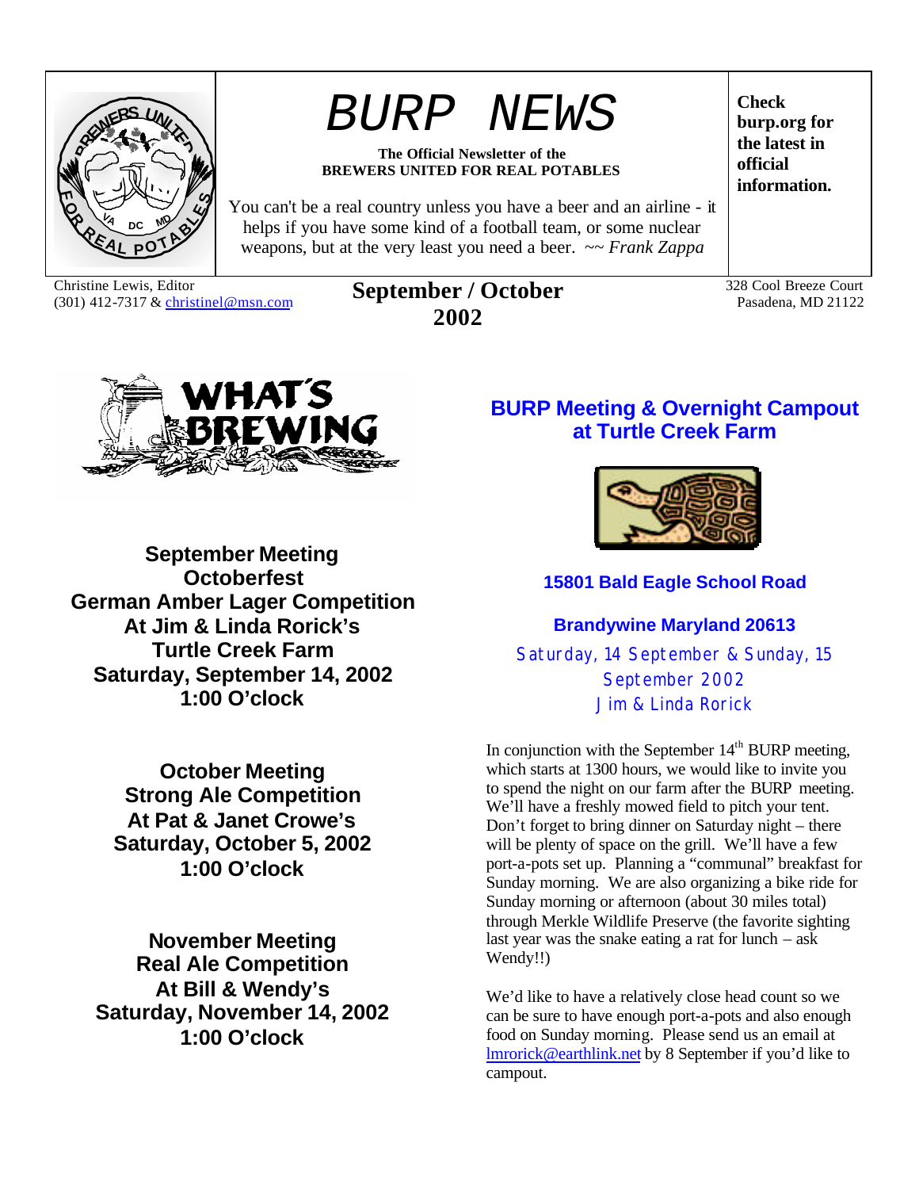# BURP NEWS

**The Official Newsletter of the BREWERS UNITED FOR REAL POTABLES**

You can't be a real country unless you have a beer and an airline - it helps if you have some kind of a football team, or some nuclear weapons, but at the very least you need a beer. ~~ *Frank Zappa*

**Check burp.org for the latest in official information.**

Christine Lewis, Editor
(301) 412-7317 & christinel@msn.com

**September / October 2002**

328 Cool Breeze Court
Pasadena, MD 21122

## What's Brewing

**September Meeting**
**Octoberfest**
**German Amber Lager Competition**
**At Jim & Linda Rorick's**
**Turtle Creek Farm**
**Saturday, September 14, 2002**
**1:00 O'clock**

**October Meeting**
**Strong Ale Competition**
**At Pat & Janet Crowe's**
**Saturday, October 5, 2002**
**1:00 O'clock**

**November Meeting**
**Real Ale Competition**
**At Bill & Wendy's**
**Saturday, November 14, 2002**
**1:00 O'clock**

## BURP Meeting & Overnight Campout at Turtle Creek Farm

**15801 Bald Eagle School Road**

**Brandywine Maryland 20613**

Saturday, 14 September & Sunday, 15 September 2002
Jim & Linda Rorick

In conjunction with the September 14th BURP meeting, which starts at 1300 hours, we would like to invite you to spend the night on our farm after the BURP meeting. We'll have a freshly mowed field to pitch your tent. Don't forget to bring dinner on Saturday night – there will be plenty of space on the grill. We'll have a few port-a-pots set up. Planning a "communal" breakfast for Sunday morning. We are also organizing a bike ride for Sunday morning or afternoon (about 30 miles total) through Merkle Wildlife Preserve (the favorite sighting last year was the snake eating a rat for lunch – ask Wendy!!)

We'd like to have a relatively close head count so we can be sure to have enough port-a-pots and also enough food on Sunday morning. Please send us an email at lmrorick@earthlink.net by 8 September if you'd like to campout.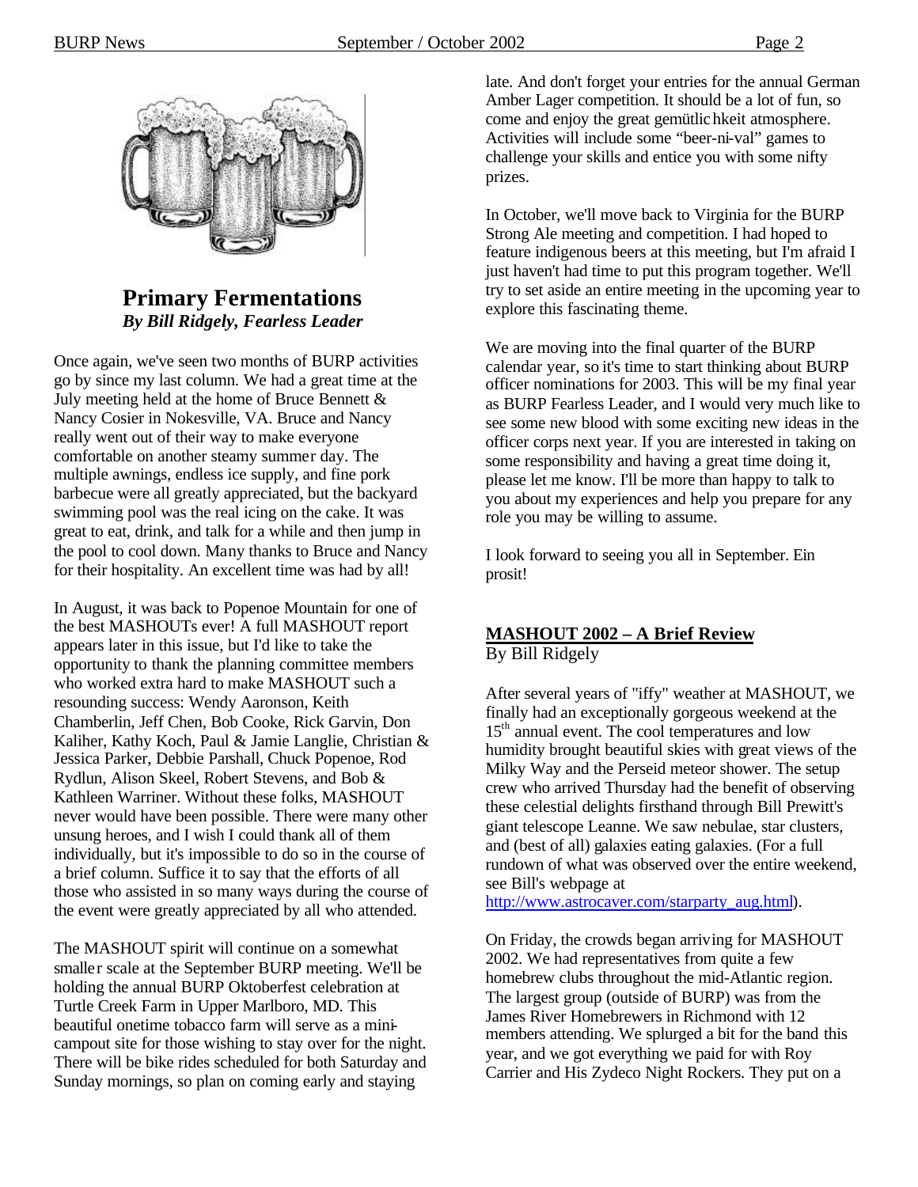## Primary Fermentations

***By Bill Ridgely, Fearless Leader***

Once again, we've seen two months of BURP activities go by since my last column. We had a great time at the July meeting held at the home of Bruce Bennett & Nancy Cosier in Nokesville, VA. Bruce and Nancy really went out of their way to make everyone comfortable on another steamy summer day. The multiple awnings, endless ice supply, and fine pork barbecue were all greatly appreciated, but the backyard swimming pool was the real icing on the cake. It was great to eat, drink, and talk for a while and then jump in the pool to cool down. Many thanks to Bruce and Nancy for their hospitality. An excellent time was had by all!

In August, it was back to Popenoe Mountain for one of the best MASHOUTs ever! A full MASHOUT report appears later in this issue, but I'd like to take the opportunity to thank the planning committee members who worked extra hard to make MASHOUT such a resounding success: Wendy Aaronson, Keith Chamberlin, Jeff Chen, Bob Cooke, Rick Garvin, Don Kaliher, Kathy Koch, Paul & Jamie Langlie, Christian & Jessica Parker, Debbie Parshall, Chuck Popenoe, Rod Rydlun, Alison Skeel, Robert Stevens, and Bob & Kathleen Warriner. Without these folks, MASHOUT never would have been possible. There were many other unsung heroes, and I wish I could thank all of them individually, but it's impossible to do so in the course of a brief column. Suffice it to say that the efforts of all those who assisted in so many ways during the course of the event were greatly appreciated by all who attended.

The MASHOUT spirit will continue on a somewhat smaller scale at the September BURP meeting. We'll be holding the annual BURP Oktoberfest celebration at Turtle Creek Farm in Upper Marlboro, MD. This beautiful onetime tobacco farm will serve as a mini-campout site for those wishing to stay over for the night. There will be bike rides scheduled for both Saturday and Sunday mornings, so plan on coming early and staying late. And don't forget your entries for the annual German Amber Lager competition. It should be a lot of fun, so come and enjoy the great gemütlichkeit atmosphere. Activities will include some "beer-ni-val" games to challenge your skills and entice you with some nifty prizes.

In October, we'll move back to Virginia for the BURP Strong Ale meeting and competition. I had hoped to feature indigenous beers at this meeting, but I'm afraid I just haven't had time to put this program together. We'll try to set aside an entire meeting in the upcoming year to explore this fascinating theme.

We are moving into the final quarter of the BURP calendar year, so it's time to start thinking about BURP officer nominations for 2003. This will be my final year as BURP Fearless Leader, and I would very much like to see some new blood with some exciting new ideas in the officer corps next year. If you are interested in taking on some responsibility and having a great time doing it, please let me know. I'll be more than happy to talk to you about my experiences and help you prepare for any role you may be willing to assume.

I look forward to seeing you all in September. Ein prosit!

## MASHOUT 2002 – A Brief Review

By Bill Ridgely

After several years of "iffy" weather at MASHOUT, we finally had an exceptionally gorgeous weekend at the 15th annual event. The cool temperatures and low humidity brought beautiful skies with great views of the Milky Way and the Perseid meteor shower. The setup crew who arrived Thursday had the benefit of observing these celestial delights firsthand through Bill Prewitt's giant telescope Leanne. We saw nebulae, star clusters, and (best of all) galaxies eating galaxies. (For a full rundown of what was observed over the entire weekend, see Bill's webpage at http://www.astrocaver.com/starparty_aug.html).

On Friday, the crowds began arriving for MASHOUT 2002. We had representatives from quite a few homebrew clubs throughout the mid-Atlantic region. The largest group (outside of BURP) was from the James River Homebrewers in Richmond with 12 members attending. We splurged a bit for the band this year, and we got everything we paid for with Roy Carrier and His Zydeco Night Rockers. They put on a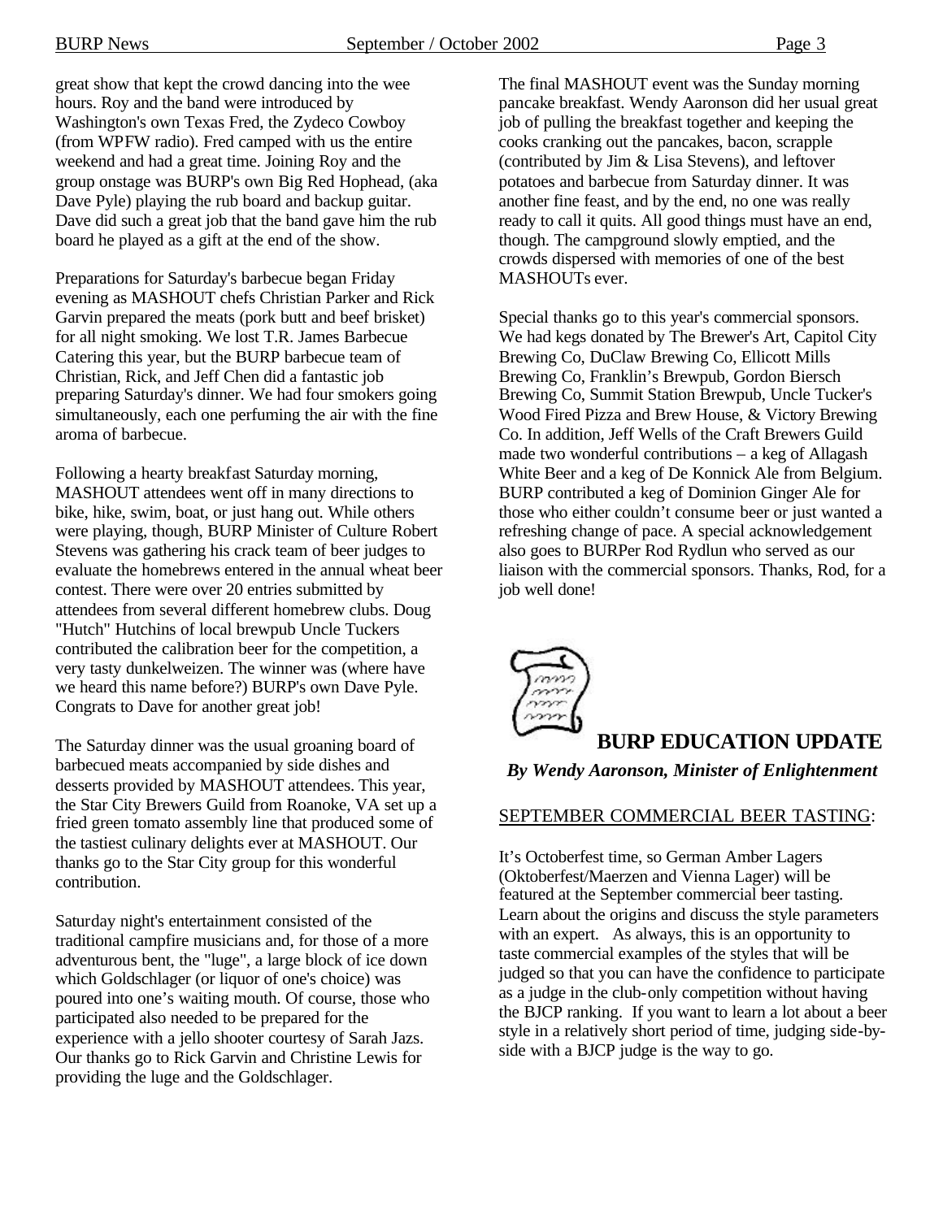great show that kept the crowd dancing into the wee hours. Roy and the band were introduced by Washington's own Texas Fred, the Zydeco Cowboy (from WPFW radio). Fred camped with us the entire weekend and had a great time. Joining Roy and the group onstage was BURP's own Big Red Hophead, (aka Dave Pyle) playing the rub board and backup guitar. Dave did such a great job that the band gave him the rub board he played as a gift at the end of the show.

Preparations for Saturday's barbecue began Friday evening as MASHOUT chefs Christian Parker and Rick Garvin prepared the meats (pork butt and beef brisket) for all night smoking. We lost T.R. James Barbecue Catering this year, but the BURP barbecue team of Christian, Rick, and Jeff Chen did a fantastic job preparing Saturday's dinner. We had four smokers going simultaneously, each one perfuming the air with the fine aroma of barbecue.

Following a hearty breakfast Saturday morning, MASHOUT attendees went off in many directions to bike, hike, swim, boat, or just hang out. While others were playing, though, BURP Minister of Culture Robert Stevens was gathering his crack team of beer judges to evaluate the homebrews entered in the annual wheat beer contest. There were over 20 entries submitted by attendees from several different homebrew clubs. Doug "Hutch" Hutchins of local brewpub Uncle Tuckers contributed the calibration beer for the competition, a very tasty dunkelweizen. The winner was (where have we heard this name before?) BURP's own Dave Pyle. Congrats to Dave for another great job!

The Saturday dinner was the usual groaning board of barbecued meats accompanied by side dishes and desserts provided by MASHOUT attendees. This year, the Star City Brewers Guild from Roanoke, VA set up a fried green tomato assembly line that produced some of the tastiest culinary delights ever at MASHOUT. Our thanks go to the Star City group for this wonderful contribution.

Saturday night's entertainment consisted of the traditional campfire musicians and, for those of a more adventurous bent, the "luge", a large block of ice down which Goldschlager (or liquor of one's choice) was poured into one's waiting mouth. Of course, those who participated also needed to be prepared for the experience with a jello shooter courtesy of Sarah Jazs. Our thanks go to Rick Garvin and Christine Lewis for providing the luge and the Goldschlager.

The final MASHOUT event was the Sunday morning pancake breakfast. Wendy Aaronson did her usual great job of pulling the breakfast together and keeping the cooks cranking out the pancakes, bacon, scrapple (contributed by Jim & Lisa Stevens), and leftover potatoes and barbecue from Saturday dinner. It was another fine feast, and by the end, no one was really ready to call it quits. All good things must have an end, though. The campground slowly emptied, and the crowds dispersed with memories of one of the best MASHOUTs ever.

Special thanks go to this year's commercial sponsors. We had kegs donated by The Brewer's Art, Capitol City Brewing Co, DuClaw Brewing Co, Ellicott Mills Brewing Co, Franklin's Brewpub, Gordon Biersch Brewing Co, Summit Station Brewpub, Uncle Tucker's Wood Fired Pizza and Brew House, & Victory Brewing Co. In addition, Jeff Wells of the Craft Brewers Guild made two wonderful contributions – a keg of Allagash White Beer and a keg of De Konnick Ale from Belgium. BURP contributed a keg of Dominion Ginger Ale for those who either couldn't consume beer or just wanted a refreshing change of pace. A special acknowledgement also goes to BURPer Rod Rydlun who served as our liaison with the commercial sponsors. Thanks, Rod, for a job well done!

## BURP EDUCATION UPDATE

***By Wendy Aaronson, Minister of Enlightenment***

SEPTEMBER COMMERCIAL BEER TASTING:

It's Octoberfest time, so German Amber Lagers (Oktoberfest/Maerzen and Vienna Lager) will be featured at the September commercial beer tasting. Learn about the origins and discuss the style parameters with an expert. As always, this is an opportunity to taste commercial examples of the styles that will be judged so that you can have the confidence to participate as a judge in the club-only competition without having the BJCP ranking. If you want to learn a lot about a beer style in a relatively short period of time, judging side-by-side with a BJCP judge is the way to go.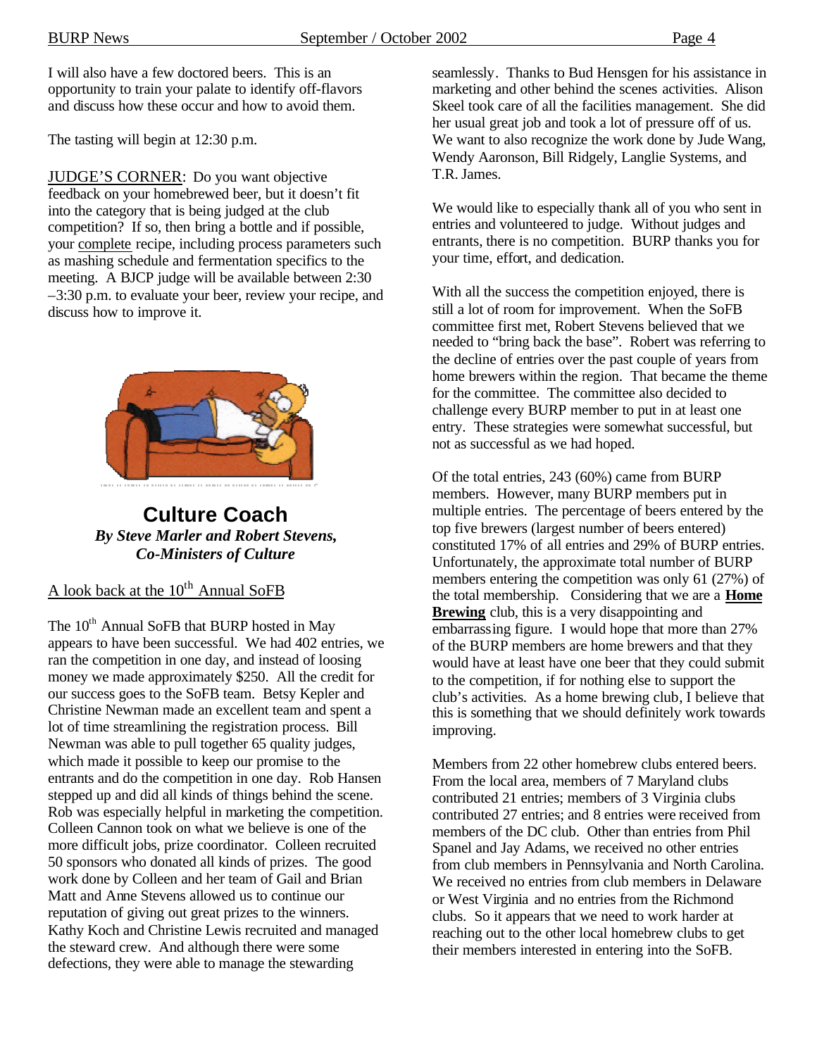I will also have a few doctored beers. This is an opportunity to train your palate to identify off-flavors and discuss how these occur and how to avoid them.

The tasting will begin at 12:30 p.m.

JUDGE'S CORNER: Do you want objective feedback on your homebrewed beer, but it doesn't fit into the category that is being judged at the club competition? If so, then bring a bottle and if possible, your complete recipe, including process parameters such as mashing schedule and fermentation specifics to the meeting. A BJCP judge will be available between 2:30 –3:30 p.m. to evaluate your beer, review your recipe, and discuss how to improve it.

## Culture Coach

***By Steve Marler and Robert Stevens, Co-Ministers of Culture***

### A look back at the 10th Annual SoFB

The 10th Annual SoFB that BURP hosted in May appears to have been successful. We had 402 entries, we ran the competition in one day, and instead of loosing money we made approximately $250. All the credit for our success goes to the SoFB team. Betsy Kepler and Christine Newman made an excellent team and spent a lot of time streamlining the registration process. Bill Newman was able to pull together 65 quality judges, which made it possible to keep our promise to the entrants and do the competition in one day. Rob Hansen stepped up and did all kinds of things behind the scene. Rob was especially helpful in marketing the competition. Colleen Cannon took on what we believe is one of the more difficult jobs, prize coordinator. Colleen recruited 50 sponsors who donated all kinds of prizes. The good work done by Colleen and her team of Gail and Brian Matt and Anne Stevens allowed us to continue our reputation of giving out great prizes to the winners. Kathy Koch and Christine Lewis recruited and managed the steward crew. And although there were some defections, they were able to manage the stewarding seamlessly. Thanks to Bud Hensgen for his assistance in marketing and other behind the scenes activities. Alison Skeel took care of all the facilities management. She did her usual great job and took a lot of pressure off of us. We want to also recognize the work done by Jude Wang, Wendy Aaronson, Bill Ridgely, Langlie Systems, and T.R. James.

We would like to especially thank all of you who sent in entries and volunteered to judge. Without judges and entrants, there is no competition. BURP thanks you for your time, effort, and dedication.

With all the success the competition enjoyed, there is still a lot of room for improvement. When the SoFB committee first met, Robert Stevens believed that we needed to "bring back the base". Robert was referring to the decline of entries over the past couple of years from home brewers within the region. That became the theme for the committee. The committee also decided to challenge every BURP member to put in at least one entry. These strategies were somewhat successful, but not as successful as we had hoped.

Of the total entries, 243 (60%) came from BURP members. However, many BURP members put in multiple entries. The percentage of beers entered by the top five brewers (largest number of beers entered) constituted 17% of all entries and 29% of BURP entries. Unfortunately, the approximate total number of BURP members entering the competition was only 61 (27%) of the total membership. Considering that we are a **Home Brewing** club, this is a very disappointing and embarrassing figure. I would hope that more than 27% of the BURP members are home brewers and that they would have at least have one beer that they could submit to the competition, if for nothing else to support the club's activities. As a home brewing club, I believe that this is something that we should definitely work towards improving.

Members from 22 other homebrew clubs entered beers. From the local area, members of 7 Maryland clubs contributed 21 entries; members of 3 Virginia clubs contributed 27 entries; and 8 entries were received from members of the DC club. Other than entries from Phil Spanel and Jay Adams, we received no other entries from club members in Pennsylvania and North Carolina. We received no entries from club members in Delaware or West Virginia and no entries from the Richmond clubs. So it appears that we need to work harder at reaching out to the other local homebrew clubs to get their members interested in entering into the SoFB.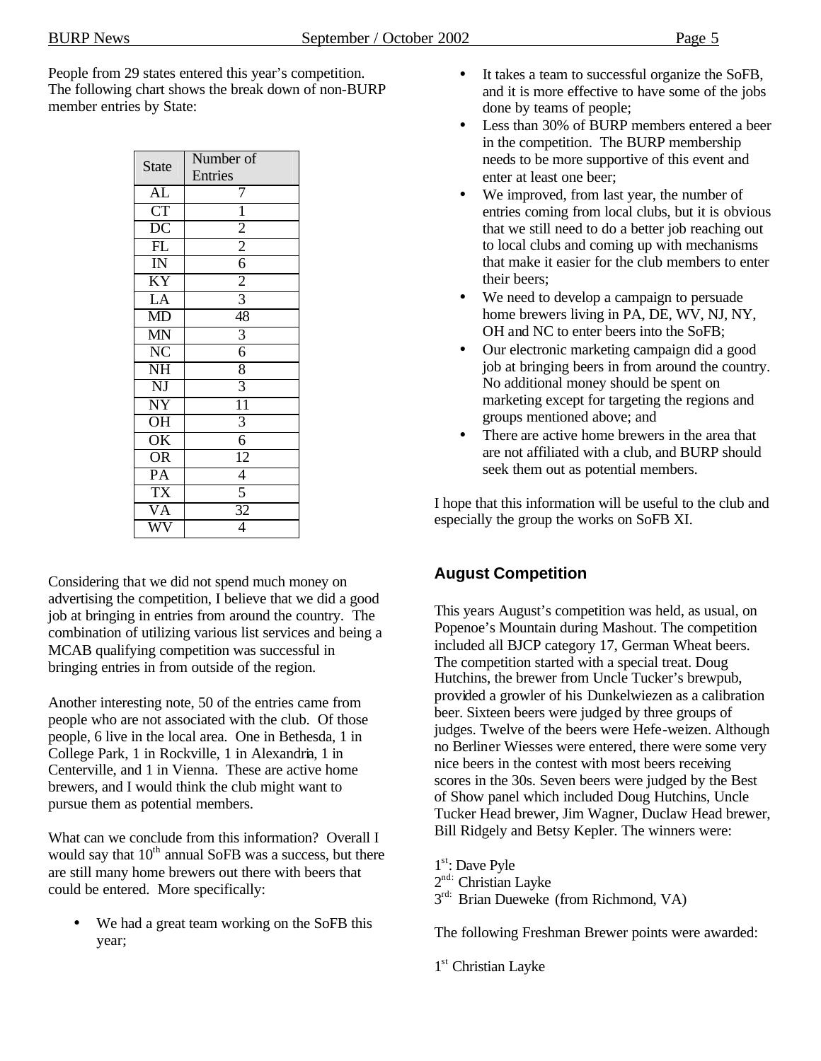People from 29 states entered this year's competition. The following chart shows the break down of non-BURP member entries by State:

| State | Number of Entries |
|---|---|
| AL | 7 |
| CT | 1 |
| DC | 2 |
| FL | 2 |
| IN | 6 |
| KY | 2 |
| LA | 3 |
| MD | 48 |
| MN | 3 |
| NC | 6 |
| NH | 8 |
| NJ | 3 |
| NY | 11 |
| OH | 3 |
| OK | 6 |
| OR | 12 |
| PA | 4 |
| TX | 5 |
| VA | 32 |
| WV | 4 |

Considering that we did not spend much money on advertising the competition, I believe that we did a good job at bringing in entries from around the country. The combination of utilizing various list services and being a MCAB qualifying competition was successful in bringing entries in from outside of the region.

Another interesting note, 50 of the entries came from people who are not associated with the club. Of those people, 6 live in the local area. One in Bethesda, 1 in College Park, 1 in Rockville, 1 in Alexandria, 1 in Centerville, and 1 in Vienna. These are active home brewers, and I would think the club might want to pursue them as potential members.

What can we conclude from this information? Overall I would say that 10th annual SoFB was a success, but there are still many home brewers out there with beers that could be entered. More specifically:

- We had a great team working on the SoFB this year;
- It takes a team to successful organize the SoFB, and it is more effective to have some of the jobs done by teams of people;
- Less than 30% of BURP members entered a beer in the competition. The BURP membership needs to be more supportive of this event and enter at least one beer;
- We improved, from last year, the number of entries coming from local clubs, but it is obvious that we still need to do a better job reaching out to local clubs and coming up with mechanisms that make it easier for the club members to enter their beers;
- We need to develop a campaign to persuade home brewers living in PA, DE, WV, NJ, NY, OH and NC to enter beers into the SoFB;
- Our electronic marketing campaign did a good job at bringing beers in from around the country. No additional money should be spent on marketing except for targeting the regions and groups mentioned above; and
- There are active home brewers in the area that are not affiliated with a club, and BURP should seek them out as potential members.

I hope that this information will be useful to the club and especially the group the works on SoFB XI.

## August Competition

This years August's competition was held, as usual, on Popenoe's Mountain during Mashout. The competition included all BJCP category 17, German Wheat beers. The competition started with a special treat. Doug Hutchins, the brewer from Uncle Tucker's brewpub, provided a growler of his Dunkelwiezen as a calibration beer. Sixteen beers were judged by three groups of judges. Twelve of the beers were Hefe-weizen. Although no Berliner Wiesses were entered, there were some very nice beers in the contest with most beers receiving scores in the 30s. Seven beers were judged by the Best of Show panel which included Doug Hutchins, Uncle Tucker Head brewer, Jim Wagner, Duclaw Head brewer, Bill Ridgely and Betsy Kepler. The winners were:

1st: Dave Pyle
2nd: Christian Layke
3rd: Brian Dueweke (from Richmond, VA)

The following Freshman Brewer points were awarded:

1st Christian Layke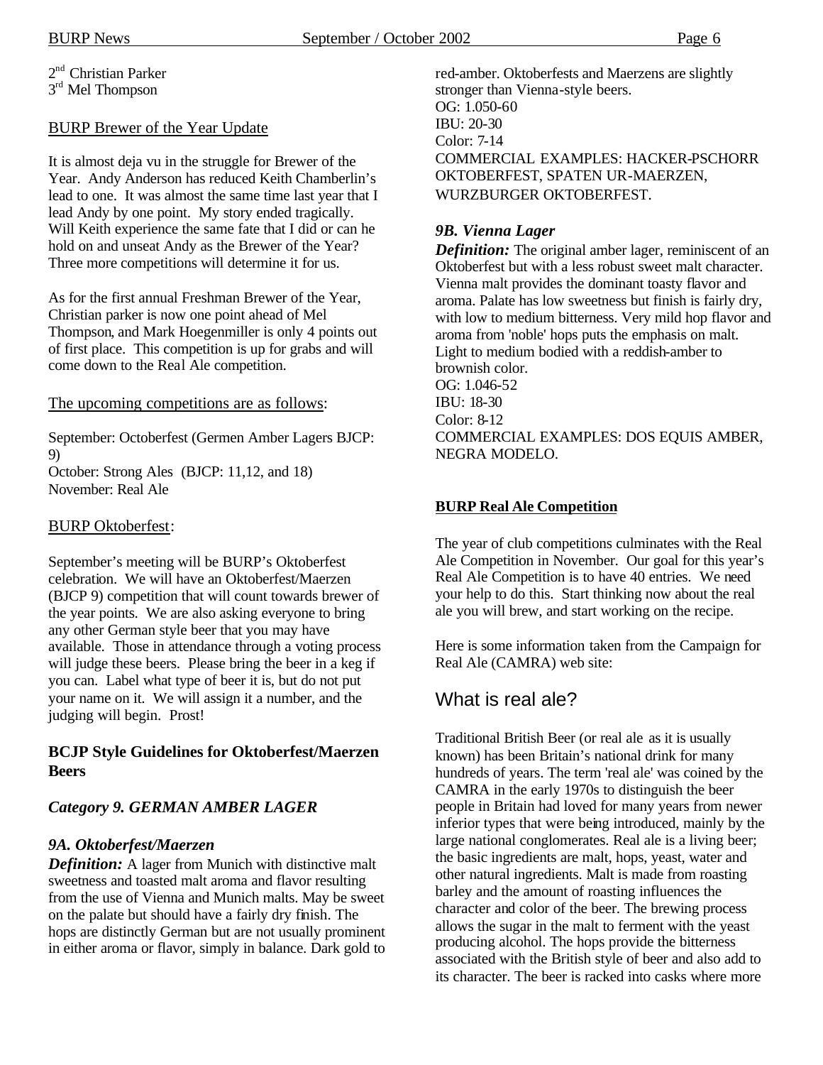2nd Christian Parker
3rd Mel Thompson

BURP Brewer of the Year Update

It is almost deja vu in the struggle for Brewer of the Year. Andy Anderson has reduced Keith Chamberlin's lead to one. It was almost the same time last year that I lead Andy by one point. My story ended tragically. Will Keith experience the same fate that I did or can he hold on and unseat Andy as the Brewer of the Year? Three more competitions will determine it for us.

As for the first annual Freshman Brewer of the Year, Christian parker is now one point ahead of Mel Thompson, and Mark Hoegenmiller is only 4 points out of first place. This competition is up for grabs and will come down to the Real Ale competition.

The upcoming competitions are as follows:

September: Octoberfest (Germen Amber Lagers BJCP: 9)
October: Strong Ales (BJCP: 11,12, and 18)
November: Real Ale

BURP Oktoberfest:

September's meeting will be BURP's Oktoberfest celebration. We will have an Oktoberfest/Maerzen (BJCP 9) competition that will count towards brewer of the year points. We are also asking everyone to bring any other German style beer that you may have available. Those in attendance through a voting process will judge these beers. Please bring the beer in a keg if you can. Label what type of beer it is, but do not put your name on it. We will assign it a number, and the judging will begin. Prost!

**BCJP Style Guidelines for Oktoberfest/Maerzen Beers**

***Category 9. GERMAN AMBER LAGER***

***9A. Oktoberfest/Maerzen***

***Definition:*** A lager from Munich with distinctive malt sweetness and toasted malt aroma and flavor resulting from the use of Vienna and Munich malts. May be sweet on the palate but should have a fairly dry finish. The hops are distinctly German but are not usually prominent in either aroma or flavor, simply in balance. Dark gold to red-amber. Oktoberfests and Maerzens are slightly stronger than Vienna-style beers.
OG: 1.050-60
IBU: 20-30
Color: 7-14
COMMERCIAL EXAMPLES: HACKER-PSCHORR OKTOBERFEST, SPATEN UR-MAERZEN, WURZBURGER OKTOBERFEST.

***9B. Vienna Lager***

***Definition:*** The original amber lager, reminiscent of an Oktoberfest but with a less robust sweet malt character. Vienna malt provides the dominant toasty flavor and aroma. Palate has low sweetness but finish is fairly dry, with low to medium bitterness. Very mild hop flavor and aroma from 'noble' hops puts the emphasis on malt. Light to medium bodied with a reddish-amber to brownish color.
OG: 1.046-52
IBU: 18-30
Color: 8-12
COMMERCIAL EXAMPLES: DOS EQUIS AMBER, NEGRA MODELO.

**BURP Real Ale Competition**

The year of club competitions culminates with the Real Ale Competition in November. Our goal for this year's Real Ale Competition is to have 40 entries. We need your help to do this. Start thinking now about the real ale you will brew, and start working on the recipe.

Here is some information taken from the Campaign for Real Ale (CAMRA) web site:

## What is real ale?

Traditional British Beer (or real ale as it is usually known) has been Britain's national drink for many hundreds of years. The term 'real ale' was coined by the CAMRA in the early 1970s to distinguish the beer people in Britain had loved for many years from newer inferior types that were being introduced, mainly by the large national conglomerates. Real ale is a living beer; the basic ingredients are malt, hops, yeast, water and other natural ingredients. Malt is made from roasting barley and the amount of roasting influences the character and color of the beer. The brewing process allows the sugar in the malt to ferment with the yeast producing alcohol. The hops provide the bitterness associated with the British style of beer and also add to its character. The beer is racked into casks where more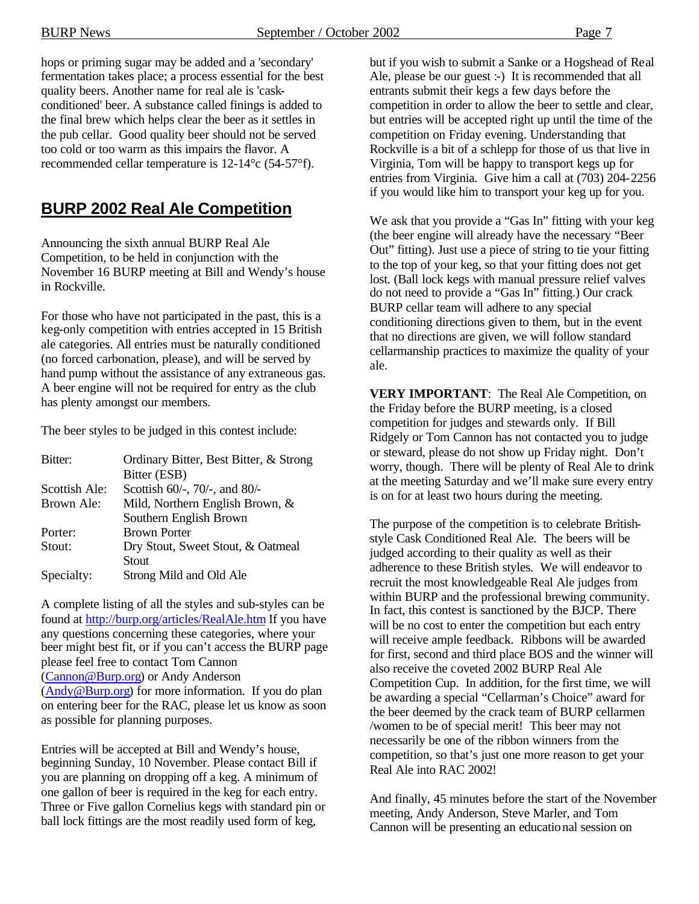hops or priming sugar may be added and a 'secondary' fermentation takes place; a process essential for the best quality beers. Another name for real ale is 'cask-conditioned' beer. A substance called finings is added to the final brew which helps clear the beer as it settles in the pub cellar. Good quality beer should not be served too cold or too warm as this impairs the flavor. A recommended cellar temperature is 12-14°c (54-57°f).

## BURP 2002 Real Ale Competition

Announcing the sixth annual BURP Real Ale Competition, to be held in conjunction with the November 16 BURP meeting at Bill and Wendy's house in Rockville.

For those who have not participated in the past, this is a keg-only competition with entries accepted in 15 British ale categories. All entries must be naturally conditioned (no forced carbonation, please), and will be served by hand pump without the assistance of any extraneous gas. A beer engine will not be required for entry as the club has plenty amongst our members.

The beer styles to be judged in this contest include:

| | |
|---|---|
| Bitter: | Ordinary Bitter, Best Bitter, & Strong Bitter (ESB) |
| Scottish Ale: | Scottish 60/-, 70/-, and 80/- |
| Brown Ale: | Mild, Northern English Brown, & Southern English Brown |
| Porter: | Brown Porter |
| Stout: | Dry Stout, Sweet Stout, & Oatmeal Stout |
| Specialty: | Strong Mild and Old Ale |

A complete listing of all the styles and sub-styles can be found at http://burp.org/articles/RealAle.htm If you have any questions concerning these categories, where your beer might best fit, or if you can't access the BURP page please feel free to contact Tom Cannon (Cannon@Burp.org) or Andy Anderson (Andy@Burp.org) for more information. If you do plan on entering beer for the RAC, please let us know as soon as possible for planning purposes.

Entries will be accepted at Bill and Wendy's house, beginning Sunday, 10 November. Please contact Bill if you are planning on dropping off a keg. A minimum of one gallon of beer is required in the keg for each entry. Three or Five gallon Cornelius kegs with standard pin or ball lock fittings are the most readily used form of keg, but if you wish to submit a Sanke or a Hogshead of Real Ale, please be our guest :-) It is recommended that all entrants submit their kegs a few days before the competition in order to allow the beer to settle and clear, but entries will be accepted right up until the time of the competition on Friday evening. Understanding that Rockville is a bit of a schlepp for those of us that live in Virginia, Tom will be happy to transport kegs up for entries from Virginia. Give him a call at (703) 204-2256 if you would like him to transport your keg up for you.

We ask that you provide a "Gas In" fitting with your keg (the beer engine will already have the necessary "Beer Out" fitting). Just use a piece of string to tie your fitting to the top of your keg, so that your fitting does not get lost. (Ball lock kegs with manual pressure relief valves do not need to provide a "Gas In" fitting.) Our crack BURP cellar team will adhere to any special conditioning directions given to them, but in the event that no directions are given, we will follow standard cellarmanship practices to maximize the quality of your ale.

**VERY IMPORTANT**: The Real Ale Competition, on the Friday before the BURP meeting, is a closed competition for judges and stewards only. If Bill Ridgely or Tom Cannon has not contacted you to judge or steward, please do not show up Friday night. Don't worry, though. There will be plenty of Real Ale to drink at the meeting Saturday and we'll make sure every entry is on for at least two hours during the meeting.

The purpose of the competition is to celebrate British-style Cask Conditioned Real Ale. The beers will be judged according to their quality as well as their adherence to these British styles. We will endeavor to recruit the most knowledgeable Real Ale judges from within BURP and the professional brewing community. In fact, this contest is sanctioned by the BJCP. There will be no cost to enter the competition but each entry will receive ample feedback. Ribbons will be awarded for first, second and third place BOS and the winner will also receive the coveted 2002 BURP Real Ale Competition Cup. In addition, for the first time, we will be awarding a special "Cellarman's Choice" award for the beer deemed by the crack team of BURP cellarmen /women to be of special merit! This beer may not necessarily be one of the ribbon winners from the competition, so that's just one more reason to get your Real Ale into RAC 2002!

And finally, 45 minutes before the start of the November meeting, Andy Anderson, Steve Marler, and Tom Cannon will be presenting an educational session on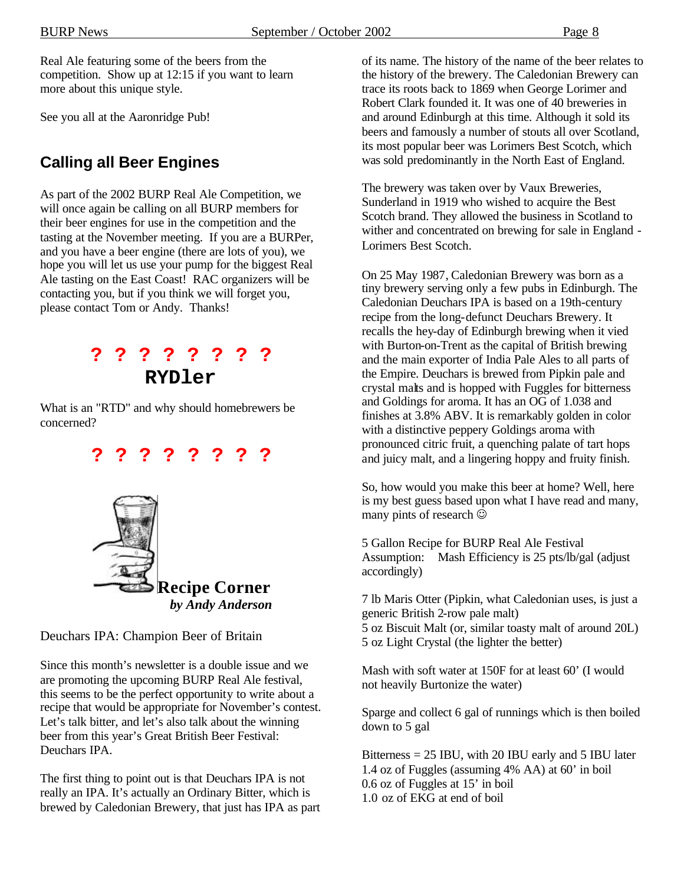Real Ale featuring some of the beers from the competition. Show up at 12:15 if you want to learn more about this unique style.

See you all at the Aaronridge Pub!

## Calling all Beer Engines

As part of the 2002 BURP Real Ale Competition, we will once again be calling on all BURP members for their beer engines for use in the competition and the tasting at the November meeting. If you are a BURPer, and you have a beer engine (there are lots of you), we hope you will let us use your pump for the biggest Real Ale tasting on the East Coast! RAC organizers will be contacting you, but if you think we will forget you, please contact Tom or Andy. Thanks!

**? ? ? ? ? ? ? ?**

## RYDler

What is an "RTD" and why should homebrewers be concerned?

**? ? ? ? ? ? ? ?**

## Recipe Corner

***by Andy Anderson***

Deuchars IPA: Champion Beer of Britain

Since this month's newsletter is a double issue and we are promoting the upcoming BURP Real Ale festival, this seems to be the perfect opportunity to write about a recipe that would be appropriate for November's contest. Let's talk bitter, and let's also talk about the winning beer from this year's Great British Beer Festival: Deuchars IPA.

The first thing to point out is that Deuchars IPA is not really an IPA. It's actually an Ordinary Bitter, which is brewed by Caledonian Brewery, that just has IPA as part of its name. The history of the name of the beer relates to the history of the brewery. The Caledonian Brewery can trace its roots back to 1869 when George Lorimer and Robert Clark founded it. It was one of 40 breweries in and around Edinburgh at this time. Although it sold its beers and famously a number of stouts all over Scotland, its most popular beer was Lorimers Best Scotch, which was sold predominantly in the North East of England.

The brewery was taken over by Vaux Breweries, Sunderland in 1919 who wished to acquire the Best Scotch brand. They allowed the business in Scotland to wither and concentrated on brewing for sale in England - Lorimers Best Scotch.

On 25 May 1987, Caledonian Brewery was born as a tiny brewery serving only a few pubs in Edinburgh. The Caledonian Deuchars IPA is based on a 19th-century recipe from the long-defunct Deuchars Brewery. It recalls the hey-day of Edinburgh brewing when it vied with Burton-on-Trent as the capital of British brewing and the main exporter of India Pale Ales to all parts of the Empire. Deuchars is brewed from Pipkin pale and crystal malts and is hopped with Fuggles for bitterness and Goldings for aroma. It has an OG of 1.038 and finishes at 3.8% ABV. It is remarkably golden in color with a distinctive peppery Goldings aroma with pronounced citric fruit, a quenching palate of tart hops and juicy malt, and a lingering hoppy and fruity finish.

So, how would you make this beer at home? Well, here is my best guess based upon what I have read and many, many pints of research ☺

5 Gallon Recipe for BURP Real Ale Festival
Assumption: Mash Efficiency is 25 pts/lb/gal (adjust accordingly)

7 lb Maris Otter (Pipkin, what Caledonian uses, is just a generic British 2-row pale malt)
5 oz Biscuit Malt (or, similar toasty malt of around 20L)
5 oz Light Crystal (the lighter the better)

Mash with soft water at 150F for at least 60' (I would not heavily Burtonize the water)

Sparge and collect 6 gal of runnings which is then boiled down to 5 gal

Bitterness = 25 IBU, with 20 IBU early and 5 IBU later
1.4 oz of Fuggles (assuming 4% AA) at 60' in boil
0.6 oz of Fuggles at 15' in boil
1.0 oz of EKG at end of boil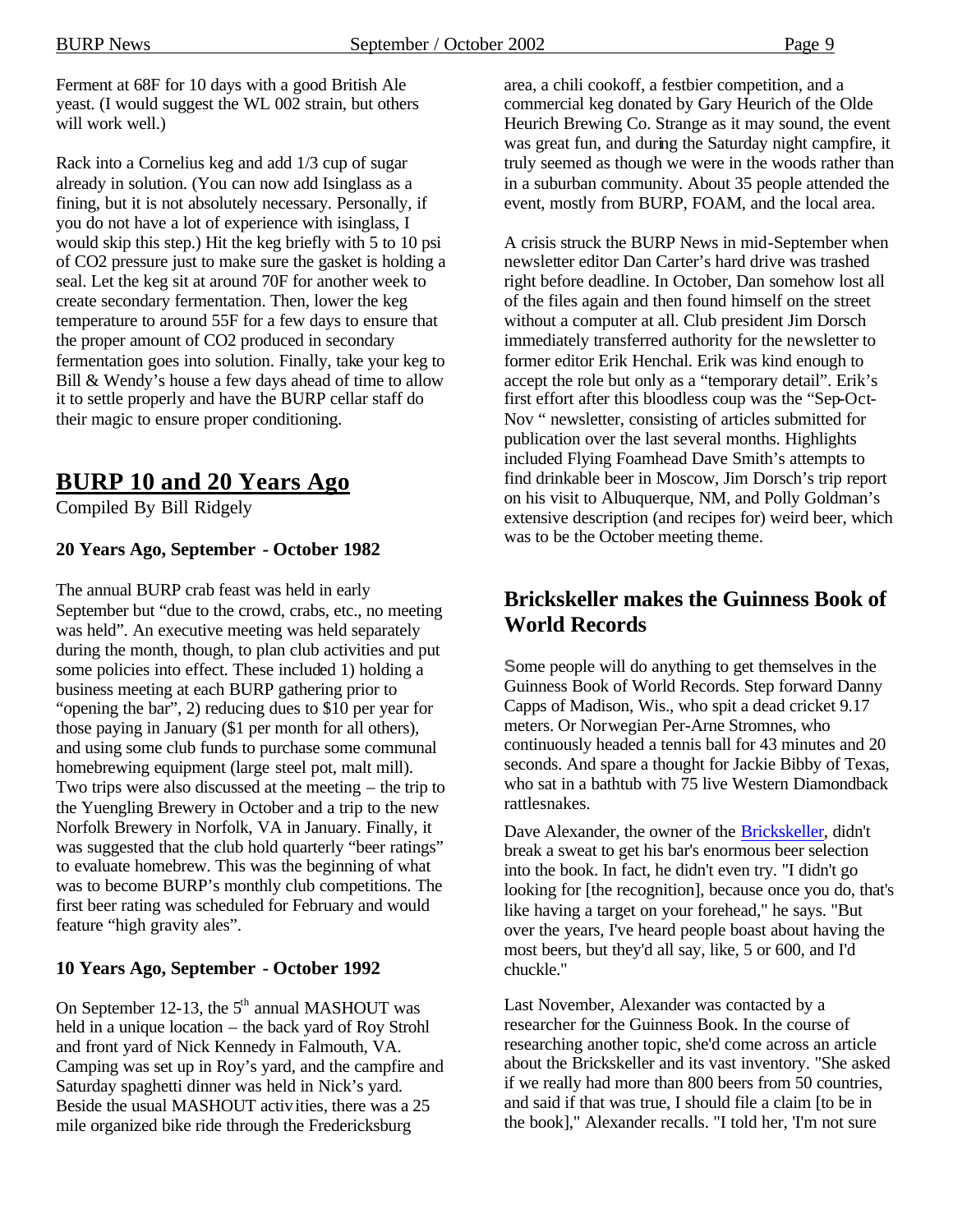Ferment at 68F for 10 days with a good British Ale yeast. (I would suggest the WL 002 strain, but others will work well.)

Rack into a Cornelius keg and add 1/3 cup of sugar already in solution. (You can now add Isinglass as a fining, but it is not absolutely necessary. Personally, if you do not have a lot of experience with isinglass, I would skip this step.) Hit the keg briefly with 5 to 10 psi of $CO_2$ pressure just to make sure the gasket is holding a seal. Let the keg sit at around 70F for another week to create secondary fermentation. Then, lower the keg temperature to around 55F for a few days to ensure that the proper amount of $CO_2$ produced in secondary fermentation goes into solution. Finally, take your keg to Bill & Wendy's house a few days ahead of time to allow it to settle properly and have the BURP cellar staff do their magic to ensure proper conditioning.

## BURP 10 and 20 Years Ago

Compiled By Bill Ridgely

### 20 Years Ago, September - October 1982

The annual BURP crab feast was held in early September but "due to the crowd, crabs, etc., no meeting was held". An executive meeting was held separately during the month, though, to plan club activities and put some policies into effect. These included 1) holding a business meeting at each BURP gathering prior to "opening the bar", 2) reducing dues to $10 per year for those paying in January ($1 per month for all others), and using some club funds to purchase some communal homebrewing equipment (large steel pot, malt mill). Two trips were also discussed at the meeting – the trip to the Yuengling Brewery in October and a trip to the new Norfolk Brewery in Norfolk, VA in January. Finally, it was suggested that the club hold quarterly "beer ratings" to evaluate homebrew. This was the beginning of what was to become BURP's monthly club competitions. The first beer rating was scheduled for February and would feature "high gravity ales".

### 10 Years Ago, September - October 1992

On September 12-13, the 5th annual MASHOUT was held in a unique location – the back yard of Roy Strohl and front yard of Nick Kennedy in Falmouth, VA. Camping was set up in Roy's yard, and the campfire and Saturday spaghetti dinner was held in Nick's yard. Beside the usual MASHOUT activities, there was a 25 mile organized bike ride through the Fredericksburg area, a chili cookoff, a festbier competition, and a commercial keg donated by Gary Heurich of the Olde Heurich Brewing Co. Strange as it may sound, the event was great fun, and during the Saturday night campfire, it truly seemed as though we were in the woods rather than in a suburban community. About 35 people attended the event, mostly from BURP, FOAM, and the local area.

A crisis struck the BURP News in mid-September when newsletter editor Dan Carter's hard drive was trashed right before deadline. In October, Dan somehow lost all of the files again and then found himself on the street without a computer at all. Club president Jim Dorsch immediately transferred authority for the newsletter to former editor Erik Henchal. Erik was kind enough to accept the role but only as a "temporary detail". Erik's first effort after this bloodless coup was the "Sep-Oct-Nov " newsletter, consisting of articles submitted for publication over the last several months. Highlights included Flying Foamhead Dave Smith's attempts to find drinkable beer in Moscow, Jim Dorsch's trip report on his visit to Albuquerque, NM, and Polly Goldman's extensive description (and recipes for) weird beer, which was to be the October meeting theme.

## Brickskeller makes the Guinness Book of World Records

Some people will do anything to get themselves in the Guinness Book of World Records. Step forward Danny Capps of Madison, Wis., who spit a dead cricket 9.17 meters. Or Norwegian Per-Arne Stromnes, who continuously headed a tennis ball for 43 minutes and 20 seconds. And spare a thought for Jackie Bibby of Texas, who sat in a bathtub with 75 live Western Diamondback rattlesnakes.

Dave Alexander, the owner of the Brickskeller, didn't break a sweat to get his bar's enormous beer selection into the book. In fact, he didn't even try. "I didn't go looking for [the recognition], because once you do, that's like having a target on your forehead," he says. "But over the years, I've heard people boast about having the most beers, but they'd all say, like, 5 or 600, and I'd chuckle."

Last November, Alexander was contacted by a researcher for the Guinness Book. In the course of researching another topic, she'd come across an article about the Brickskeller and its vast inventory. "She asked if we really had more than 800 beers from 50 countries, and said if that was true, I should file a claim [to be in the book]," Alexander recalls. "I told her, 'I'm not sure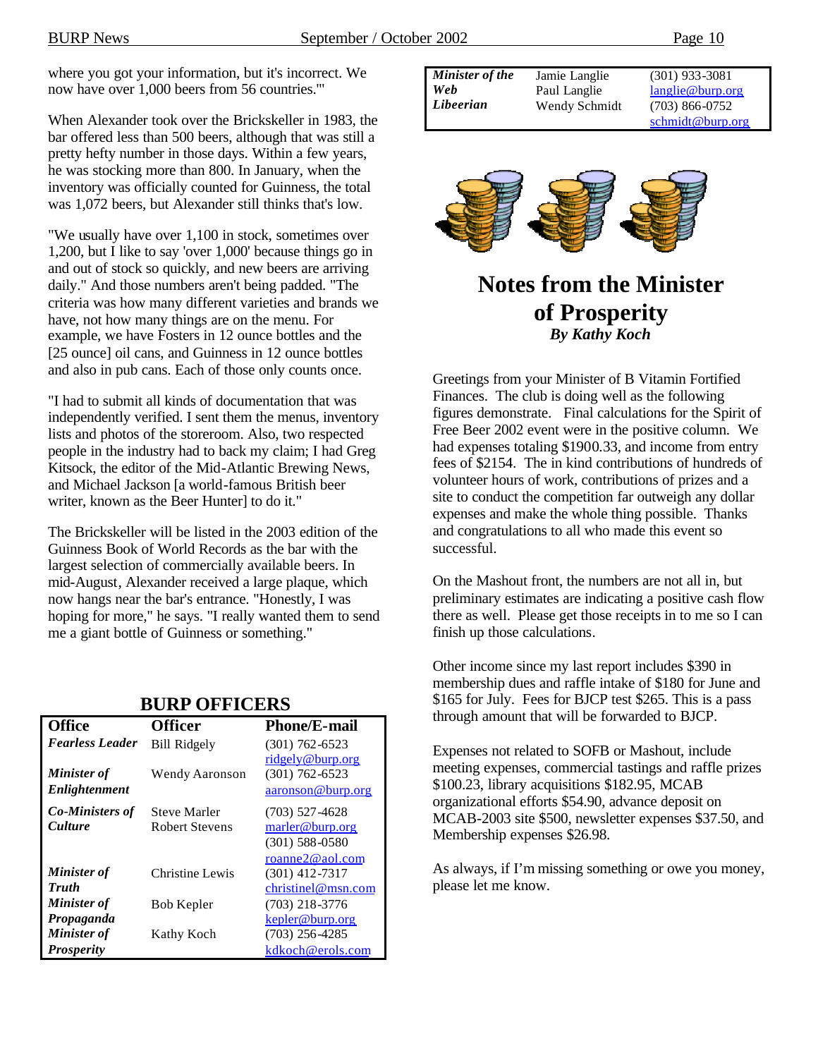where you got your information, but it's incorrect. We now have over 1,000 beers from 56 countries.'"

When Alexander took over the Brickskeller in 1983, the bar offered less than 500 beers, although that was still a pretty hefty number in those days. Within a few years, he was stocking more than 800. In January, when the inventory was officially counted for Guinness, the total was 1,072 beers, but Alexander still thinks that's low.

"We usually have over 1,100 in stock, sometimes over 1,200, but I like to say 'over 1,000' because things go in and out of stock so quickly, and new beers are arriving daily." And those numbers aren't being padded. "The criteria was how many different varieties and brands we have, not how many things are on the menu. For example, we have Fosters in 12 ounce bottles and the [25 ounce] oil cans, and Guinness in 12 ounce bottles and also in pub cans. Each of those only counts once.

"I had to submit all kinds of documentation that was independently verified. I sent them the menus, inventory lists and photos of the storeroom. Also, two respected people in the industry had to back my claim; I had Greg Kitsock, the editor of the Mid-Atlantic Brewing News, and Michael Jackson [a world-famous British beer writer, known as the Beer Hunter] to do it."

The Brickskeller will be listed in the 2003 edition of the Guinness Book of World Records as the bar with the largest selection of commercially available beers. In mid-August, Alexander received a large plaque, which now hangs near the bar's entrance. "Honestly, I was hoping for more," he says. "I really wanted them to send me a giant bottle of Guinness or something."

## BURP OFFICERS

| Office | Officer | Phone/E-mail |
|---|---|---|
| ***Fearless Leader*** | Bill Ridgely | (301) 762-6523 ridgely@burp.org |
| ***Minister of Enlightenment*** | Wendy Aaronson | (301) 762-6523 aaronson@burp.org |
| ***Co-Ministers of Culture*** | Steve Marler<br>Robert Stevens | (703) 527-4628 marler@burp.org<br>(301) 588-0580 roanne2@aol.com |
| ***Minister of Truth*** | Christine Lewis | (301) 412-7317 christinel@msn.com |
| ***Minister of Propaganda*** | Bob Kepler | (703) 218-3776 kepler@burp.org |
| ***Minister of Prosperity*** | Kathy Koch | (703) 256-4285 kdkoch@erols.com |
| ***Minister of the Web*** | Jamie Langlie<br>Paul Langlie | (301) 933-3081 langlie@burp.org |
| ***Libeerian*** | Wendy Schmidt | (703) 866-0752 schmidt@burp.org |

# Notes from the Minister of Prosperity

***By Kathy Koch***

Greetings from your Minister of B Vitamin Fortified Finances. The club is doing well as the following figures demonstrate. Final calculations for the Spirit of Free Beer 2002 event were in the positive column. We had expenses totaling $1900.33, and income from entry fees of $2154. The in kind contributions of hundreds of volunteer hours of work, contributions of prizes and a site to conduct the competition far outweigh any dollar expenses and make the whole thing possible. Thanks and congratulations to all who made this event so successful.

On the Mashout front, the numbers are not all in, but preliminary estimates are indicating a positive cash flow there as well. Please get those receipts in to me so I can finish up those calculations.

Other income since my last report includes $390 in membership dues and raffle intake of $180 for June and $165 for July. Fees for BJCP test $265. This is a pass through amount that will be forwarded to BJCP.

Expenses not related to SOFB or Mashout, include meeting expenses, commercial tastings and raffle prizes $100.23, library acquisitions $182.95, MCAB organizational efforts $54.90, advance deposit on MCAB-2003 site $500, newsletter expenses $37.50, and Membership expenses $26.98.

As always, if I'm missing something or owe you money, please let me know.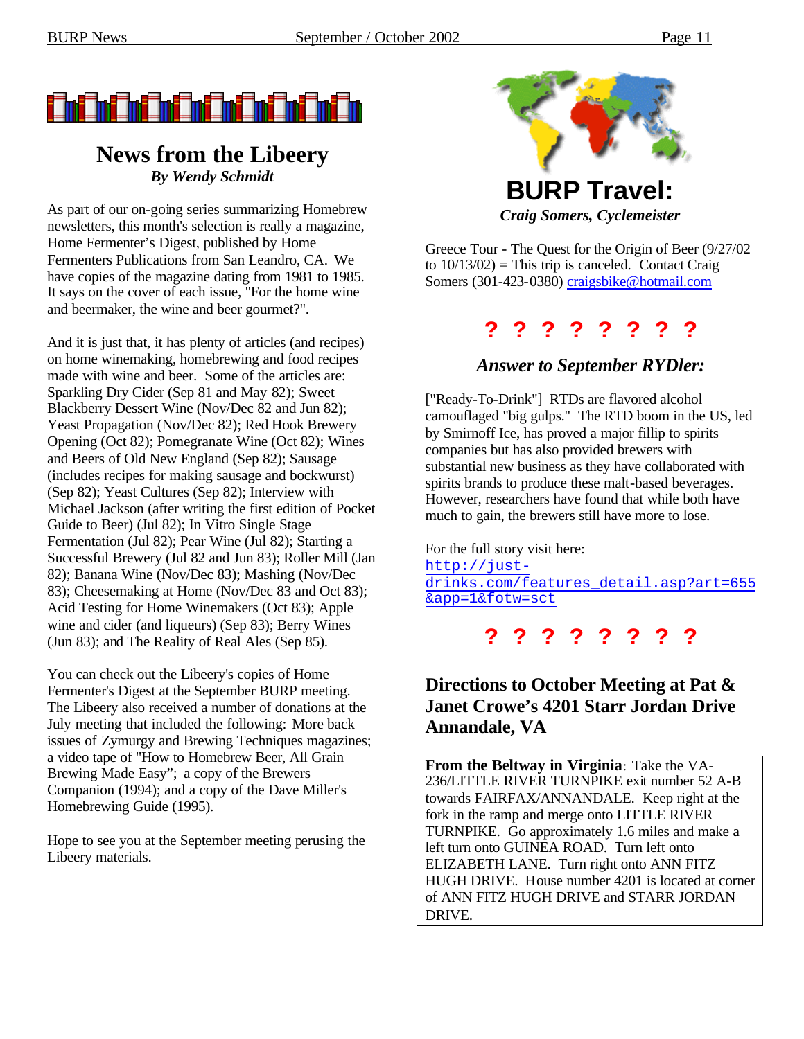## News from the Libeery

***By Wendy Schmidt***

As part of our on-going series summarizing Homebrew newsletters, this month's selection is really a magazine, Home Fermenter's Digest, published by Home Fermenters Publications from San Leandro, CA. We have copies of the magazine dating from 1981 to 1985. It says on the cover of each issue, "For the home wine and beermaker, the wine and beer gourmet?".

And it is just that, it has plenty of articles (and recipes) on home winemaking, homebrewing and food recipes made with wine and beer. Some of the articles are: Sparkling Dry Cider (Sep 81 and May 82); Sweet Blackberry Dessert Wine (Nov/Dec 82 and Jun 82); Yeast Propagation (Nov/Dec 82); Red Hook Brewery Opening (Oct 82); Pomegranate Wine (Oct 82); Wines and Beers of Old New England (Sep 82); Sausage (includes recipes for making sausage and bockwurst) (Sep 82); Yeast Cultures (Sep 82); Interview with Michael Jackson (after writing the first edition of Pocket Guide to Beer) (Jul 82); In Vitro Single Stage Fermentation (Jul 82); Pear Wine (Jul 82); Starting a Successful Brewery (Jul 82 and Jun 83); Roller Mill (Jan 82); Banana Wine (Nov/Dec 83); Mashing (Nov/Dec 83); Cheesemaking at Home (Nov/Dec 83 and Oct 83); Acid Testing for Home Winemakers (Oct 83); Apple wine and cider (and liqueurs) (Sep 83); Berry Wines (Jun 83); and The Reality of Real Ales (Sep 85).

You can check out the Libeery's copies of Home Fermenter's Digest at the September BURP meeting. The Libeery also received a number of donations at the July meeting that included the following: More back issues of Zymurgy and Brewing Techniques magazines; a video tape of "How to Homebrew Beer, All Grain Brewing Made Easy"; a copy of the Brewers Companion (1994); and a copy of the Dave Miller's Homebrewing Guide (1995).

Hope to see you at the September meeting perusing the Libeery materials.

## BURP Travel:

***Craig Somers, Cyclemeister***

Greece Tour - The Quest for the Origin of Beer (9/27/02 to 10/13/02) = This trip is canceled. Contact Craig Somers (301-423-0380) craigsbike@hotmail.com

**? ? ? ? ? ? ? ?**

### *Answer to September RYDler:*

["Ready-To-Drink"] RTDs are flavored alcohol camouflaged "big gulps." The RTD boom in the US, led by Smirnoff Ice, has proved a major fillip to spirits companies but has also provided brewers with substantial new business as they have collaborated with spirits brands to produce these malt-based beverages. However, researchers have found that while both have much to gain, the brewers still have more to lose.

For the full story visit here:
http://just-drinks.com/features_detail.asp?art=655&app=1&fotw=sct

**? ? ? ? ? ? ? ?**

### Directions to October Meeting at Pat & Janet Crowe's 4201 Starr Jordan Drive Annandale, VA

**From the Beltway in Virginia**: Take the VA-236/LITTLE RIVER TURNPIKE exit number 52 A-B towards FAIRFAX/ANNANDALE. Keep right at the fork in the ramp and merge onto LITTLE RIVER TURNPIKE. Go approximately 1.6 miles and make a left turn onto GUINEA ROAD. Turn left onto ELIZABETH LANE. Turn right onto ANN FITZ HUGH DRIVE. House number 4201 is located at corner of ANN FITZ HUGH DRIVE and STARR JORDAN DRIVE.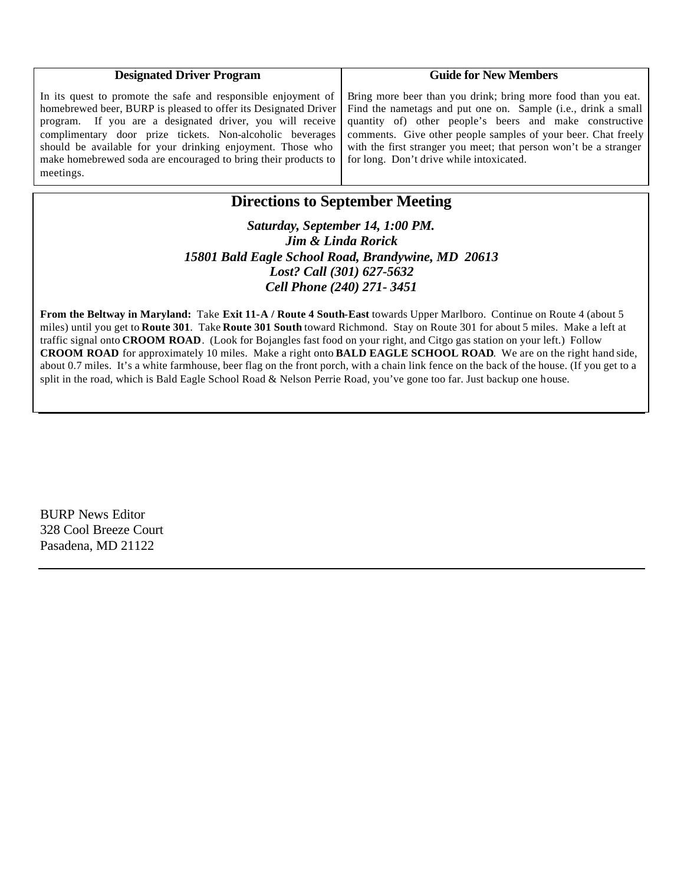### Designated Driver Program

In its quest to promote the safe and responsible enjoyment of homebrewed beer, BURP is pleased to offer its Designated Driver program. If you are a designated driver, you will receive complimentary door prize tickets. Non-alcoholic beverages should be available for your drinking enjoyment. Those who make homebrewed soda are encouraged to bring their products to meetings.

### Guide for New Members

Bring more beer than you drink; bring more food than you eat. Find the nametags and put one on. Sample (i.e., drink a small quantity of) other people's beers and make constructive comments. Give other people samples of your beer. Chat freely with the first stranger you meet; that person won't be a stranger for long. Don't drive while intoxicated.

## Directions to September Meeting

***Saturday, September 14, 1:00 PM.***
***Jim & Linda Rorick***
***15801 Bald Eagle School Road, Brandywine, MD 20613***
***Lost? Call (301) 627-5632***
***Cell Phone (240) 271- 3451***

**From the Beltway in Maryland:** Take **Exit 11-A / Route 4 South-East** towards Upper Marlboro. Continue on Route 4 (about 5 miles) until you get to **Route 301**. Take **Route 301 South** toward Richmond. Stay on Route 301 for about 5 miles. Make a left at traffic signal onto **CROOM ROAD**. (Look for Bojangles fast food on your right, and Citgo gas station on your left.) Follow **CROOM ROAD** for approximately 10 miles. Make a right onto **BALD EAGLE SCHOOL ROAD**. We are on the right hand side, about 0.7 miles. It's a white farmhouse, beer flag on the front porch, with a chain link fence on the back of the house. (If you get to a split in the road, which is Bald Eagle School Road & Nelson Perrie Road, you've gone too far. Just backup one house.

BURP News Editor
328 Cool Breeze Court
Pasadena, MD 21122